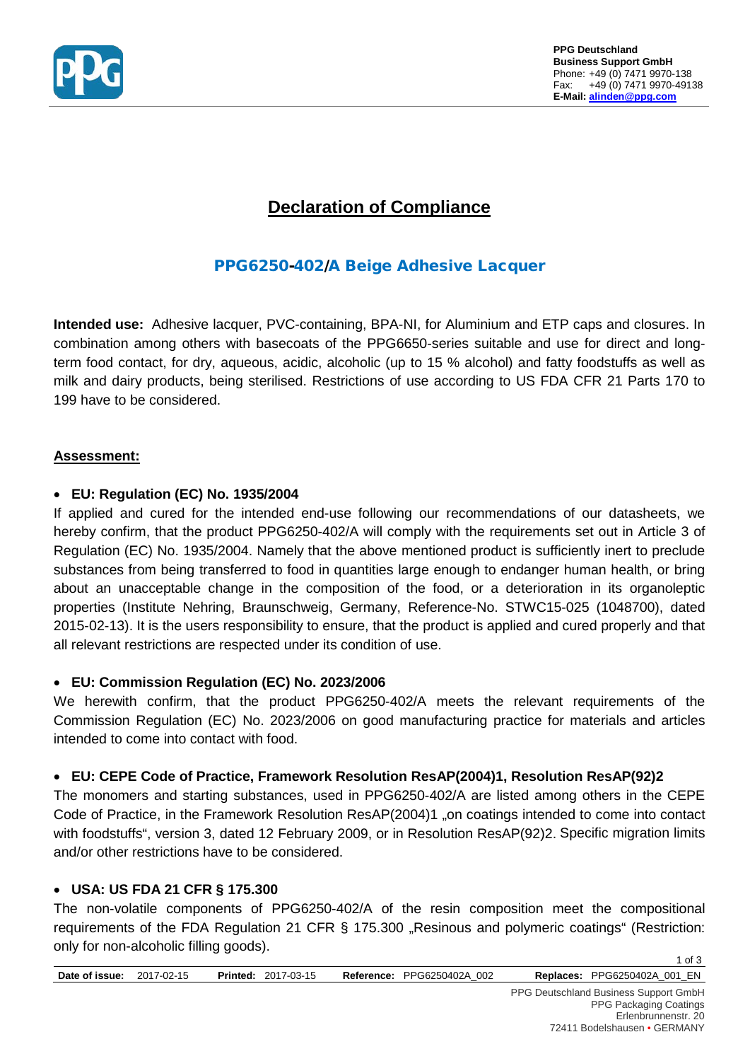PPG Deutschland
**Business Support GmbH**
Phone: +49 (0) 7471 9970-138
Fax: +49 (0) 7471 9970-49138
**E-Mail:** alinden@ppg.com

# Declaration of Compliance

## PPG6250-402/A Beige Adhesive Lacquer

**Intended use:** Adhesive lacquer, PVC-containing, BPA-NI, for Aluminium and ETP caps and closures. In combination among others with basecoats of the PPG6650-series suitable and use for direct and long-term food contact, for dry, aqueous, acidic, alcoholic (up to 15 % alcohol) and fatty foodstuffs as well as milk and dairy products, being sterilised. Restrictions of use according to US FDA CFR 21 Parts 170 to 199 have to be considered.

**Assessment:**

- **EU: Regulation (EC) No. 1935/2004**

If applied and cured for the intended end-use following our recommendations of our datasheets, we hereby confirm, that the product PPG6250-402/A will comply with the requirements set out in Article 3 of Regulation (EC) No. 1935/2004. Namely that the above mentioned product is sufficiently inert to preclude substances from being transferred to food in quantities large enough to endanger human health, or bring about an unacceptable change in the composition of the food, or a deterioration in its organoleptic properties (Institute Nehring, Braunschweig, Germany, Reference-No. STWC15-025 (1048700), dated 2015-02-13). It is the users responsibility to ensure, that the product is applied and cured properly and that all relevant restrictions are respected under its condition of use.

- **EU: Commission Regulation (EC) No. 2023/2006**

We herewith confirm, that the product PPG6250-402/A meets the relevant requirements of the Commission Regulation (EC) No. 2023/2006 on good manufacturing practice for materials and articles intended to come into contact with food.

- **EU: CEPE Code of Practice, Framework Resolution ResAP(2004)1, Resolution ResAP(92)2**

The monomers and starting substances, used in PPG6250-402/A are listed among others in the CEPE Code of Practice, in the Framework Resolution ResAP(2004)1 „on coatings intended to come into contact with foodstuffs“, version 3, dated 12 February 2009, or in Resolution ResAP(92)2. Specific migration limits and/or other restrictions have to be considered.

- **USA: US FDA 21 CFR § 175.300**

The non-volatile components of PPG6250-402/A of the resin composition meet the compositional requirements of the FDA Regulation 21 CFR § 175.300 „Resinous and polymeric coatings“ (Restriction: only for non-alcoholic filling goods).

**Date of issue:** 2017-02-15 **Printed:** 2017-03-15 **Reference:** PPG6250402A_002 **Replaces:** PPG6250402A_001_EN

PPG Deutschland Business Support GmbH
PPG Packaging Coatings
Erlenbrunnenstr. 20
72411 Bodelshausen • GERMANY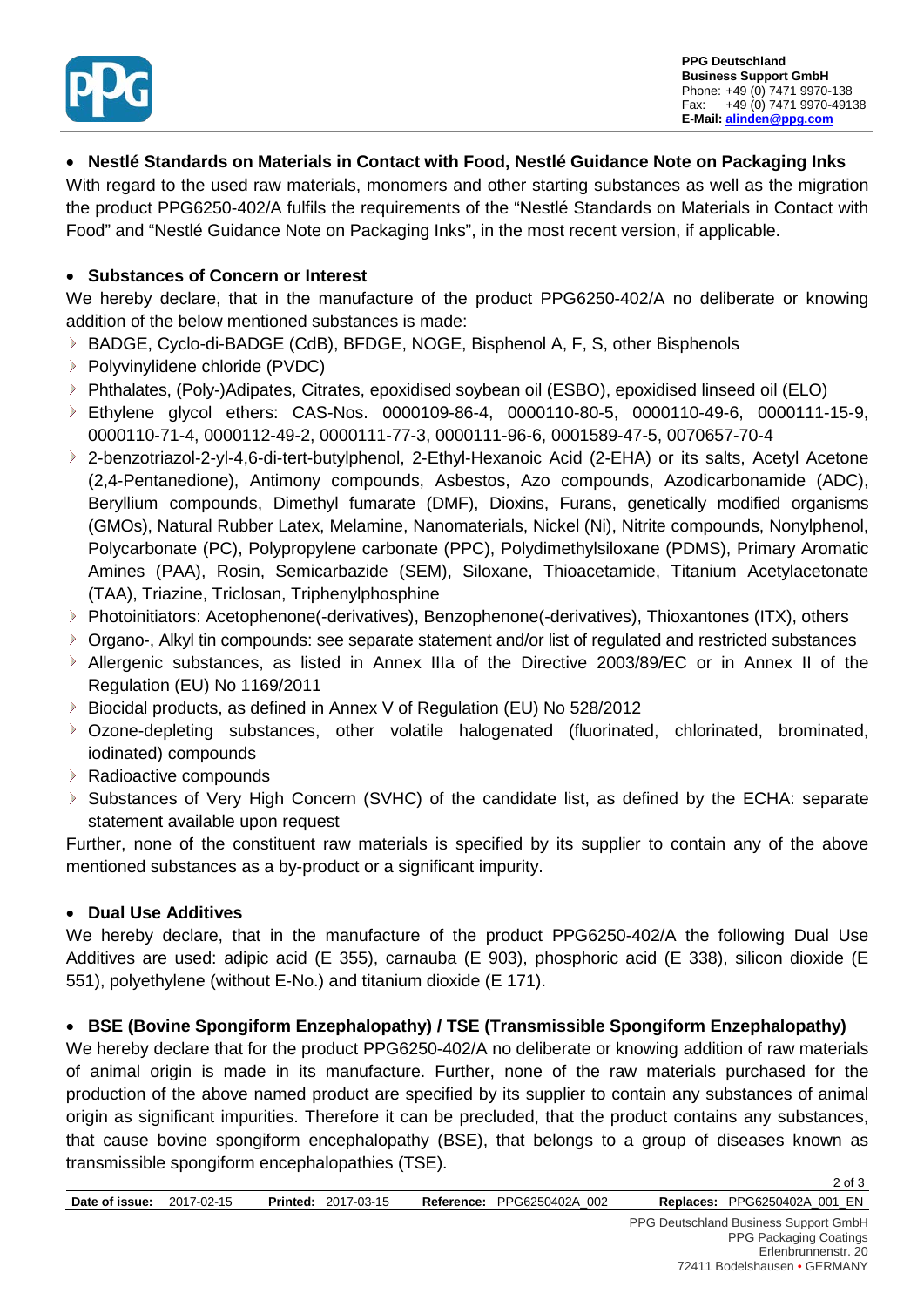- **Nestlé Standards on Materials in Contact with Food, Nestlé Guidance Note on Packaging Inks**

With regard to the used raw materials, monomers and other starting substances as well as the migration the product PPG6250-402/A fulfils the requirements of the "Nestlé Standards on Materials in Contact with Food" and "Nestlé Guidance Note on Packaging Inks", in the most recent version, if applicable.

- **Substances of Concern or Interest**

We hereby declare, that in the manufacture of the product PPG6250-402/A no deliberate or knowing addition of the below mentioned substances is made:

- BADGE, Cyclo-di-BADGE (CdB), BFDGE, NOGE, Bisphenol A, F, S, other Bisphenols
- Polyvinylidene chloride (PVDC)
- Phthalates, (Poly-)Adipates, Citrates, epoxidised soybean oil (ESBO), epoxidised linseed oil (ELO)
- Ethylene glycol ethers: CAS-Nos. 0000109-86-4, 0000110-80-5, 0000110-49-6, 0000111-15-9, 0000110-71-4, 0000112-49-2, 0000111-77-3, 0000111-96-6, 0001589-47-5, 0070657-70-4
- 2-benzotriazol-2-yl-4,6-di-tert-butylphenol, 2-Ethyl-Hexanoic Acid (2-EHA) or its salts, Acetyl Acetone (2,4-Pentanedione), Antimony compounds, Asbestos, Azo compounds, Azodicarbonamide (ADC), Beryllium compounds, Dimethyl fumarate (DMF), Dioxins, Furans, genetically modified organisms (GMOs), Natural Rubber Latex, Melamine, Nanomaterials, Nickel (Ni), Nitrite compounds, Nonylphenol, Polycarbonate (PC), Polypropylene carbonate (PPC), Polydimethylsiloxane (PDMS), Primary Aromatic Amines (PAA), Rosin, Semicarbazide (SEM), Siloxane, Thioacetamide, Titanium Acetylacetonate (TAA), Triazine, Triclosan, Triphenylphosphine
- Photoinitiators: Acetophenone(-derivatives), Benzophenone(-derivatives), Thioxantones (ITX), others
- Organo-, Alkyl tin compounds: see separate statement and/or list of regulated and restricted substances
- Allergenic substances, as listed in Annex IIIa of the Directive 2003/89/EC or in Annex II of the Regulation (EU) No 1169/2011
- Biocidal products, as defined in Annex V of Regulation (EU) No 528/2012
- Ozone-depleting substances, other volatile halogenated (fluorinated, chlorinated, brominated, iodinated) compounds
- Radioactive compounds
- Substances of Very High Concern (SVHC) of the candidate list, as defined by the ECHA: separate statement available upon request

Further, none of the constituent raw materials is specified by its supplier to contain any of the above mentioned substances as a by-product or a significant impurity.

- **Dual Use Additives**

We hereby declare, that in the manufacture of the product PPG6250-402/A the following Dual Use Additives are used: adipic acid (E 355), carnauba (E 903), phosphoric acid (E 338), silicon dioxide (E 551), polyethylene (without E-No.) and titanium dioxide (E 171).

- **BSE (Bovine Spongiform Enzephalopathy) / TSE (Transmissible Spongiform Enzephalopathy)**

We hereby declare that for the product PPG6250-402/A no deliberate or knowing addition of raw materials of animal origin is made in its manufacture. Further, none of the raw materials purchased for the production of the above named product are specified by its supplier to contain any substances of animal origin as significant impurities. Therefore it can be precluded, that the product contains any substances, that cause bovine spongiform encephalopathy (BSE), that belongs to a group of diseases known as transmissible spongiform encephalopathies (TSE).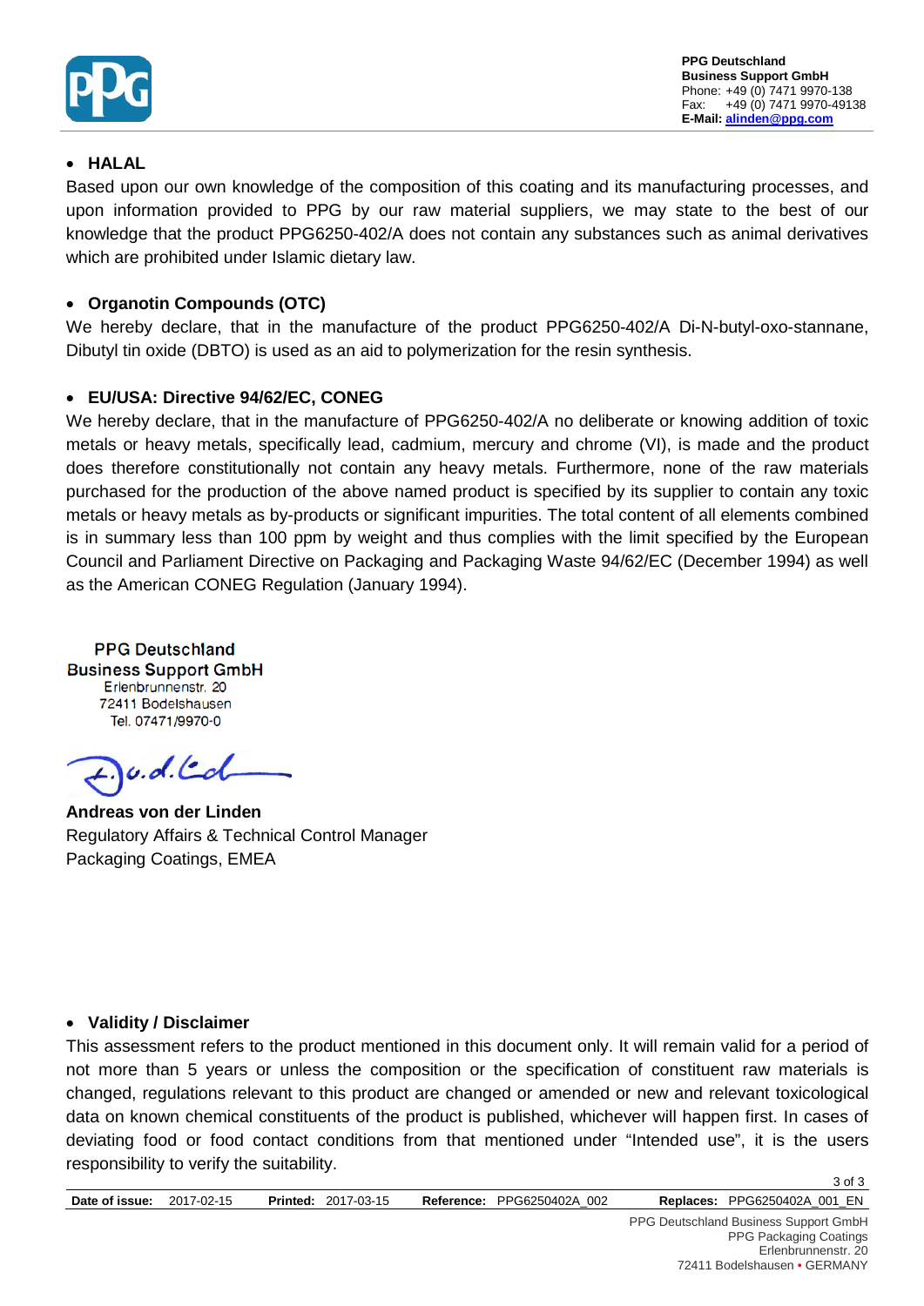- **HALAL**

Based upon our own knowledge of the composition of this coating and its manufacturing processes, and upon information provided to PPG by our raw material suppliers, we may state to the best of our knowledge that the product PPG6250-402/A does not contain any substances such as animal derivatives which are prohibited under Islamic dietary law.

- **Organotin Compounds (OTC)**

We hereby declare, that in the manufacture of the product PPG6250-402/A Di-N-butyl-oxo-stannane, Dibutyl tin oxide (DBTO) is used as an aid to polymerization for the resin synthesis.

- **EU/USA: Directive 94/62/EC, CONEG**

We hereby declare, that in the manufacture of PPG6250-402/A no deliberate or knowing addition of toxic metals or heavy metals, specifically lead, cadmium, mercury and chrome (VI), is made and the product does therefore constitutionally not contain any heavy metals. Furthermore, none of the raw materials purchased for the production of the above named product is specified by its supplier to contain any toxic metals or heavy metals as by-products or significant impurities. The total content of all elements combined is in summary less than 100 ppm by weight and thus complies with the limit specified by the European Council and Parliament Directive on Packaging and Packaging Waste 94/62/EC (December 1994) as well as the American CONEG Regulation (January 1994).

PPG Deutschland
Business Support GmbH
Erlenbrunnenstr. 20
72411 Bodelshausen
Tel. 07471/9970-0

**Andreas von der Linden**
Regulatory Affairs & Technical Control Manager
Packaging Coatings, EMEA

- **Validity / Disclaimer**

This assessment refers to the product mentioned in this document only. It will remain valid for a period of not more than 5 years or unless the composition or the specification of constituent raw materials is changed, regulations relevant to this product are changed or amended or new and relevant toxicological data on known chemical constituents of the product is published, whichever will happen first. In cases of deviating food or food contact conditions from that mentioned under "Intended use", it is the users responsibility to verify the suitability.